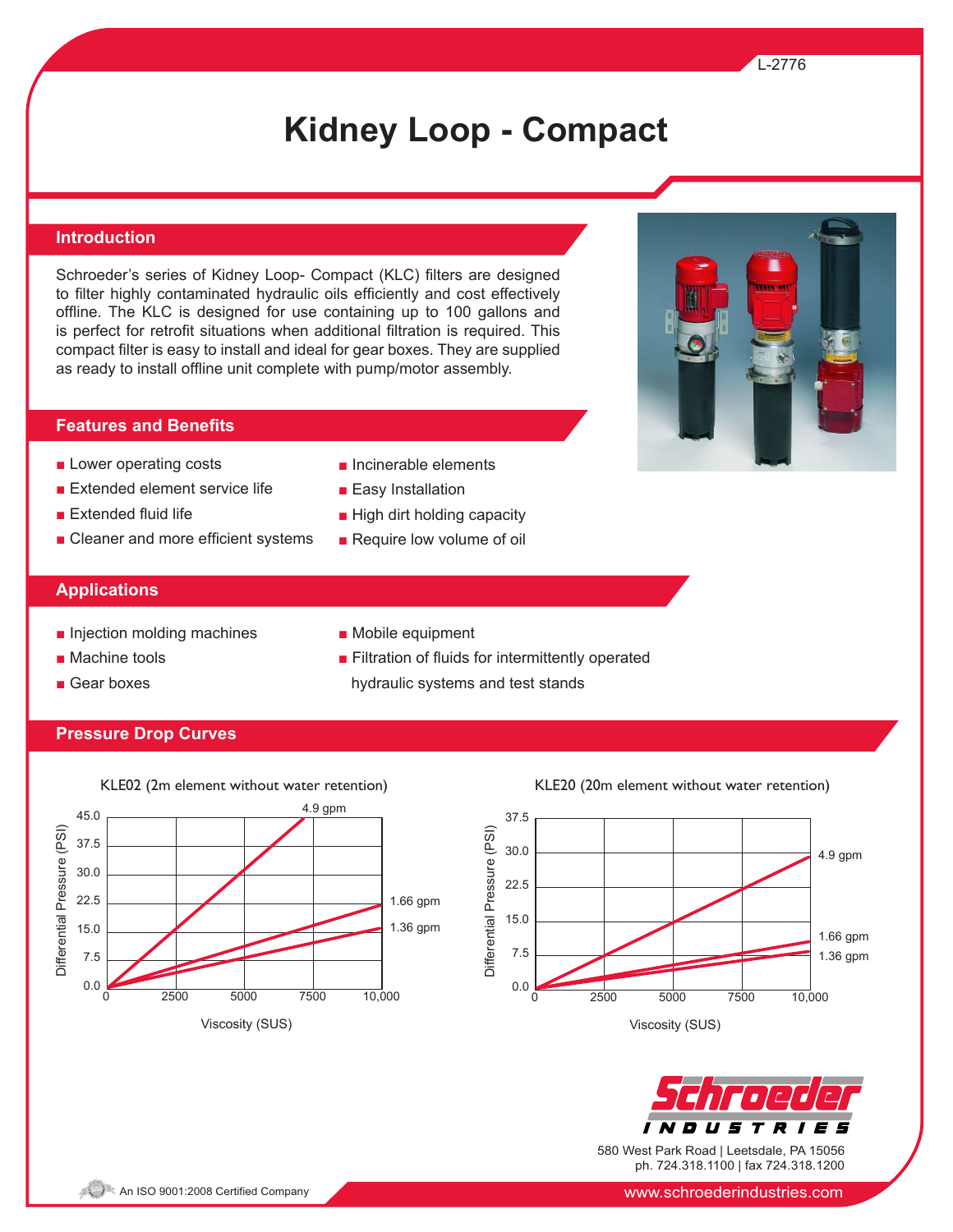L-2776

# Kidney Loop - Compact

## Introduction

Schroeder's series of Kidney Loop- Compact (KLC) filters are designed to filter highly contaminated hydraulic oils efficiently and cost effectively offline. The KLC is designed for use containing up to 100 gallons and is perfect for retrofit situations when additional filtration is required. This compact filter is easy to install and ideal for gear boxes. They are supplied as ready to install offline unit complete with pump/motor assembly.

## Features and Benefits

- Lower operating costs
- Extended element service life
- Extended fluid life
- Cleaner and more efficient systems
- Incinerable elements
- Easy Installation
- High dirt holding capacity
- Require low volume of oil

## Applications

- Injection molding machines
- Machine tools
- Gear boxes
- Mobile equipment
- Filtration of fluids for intermittently operated hydraulic systems and test stands

## Pressure Drop Curves

KLE02 (2m element without water retention)

Differential Pressure (PSI): 0.0, 7.5, 15.0, 22.5, 30.0, 37.5, 45.0
Viscosity (SUS): 0, 2500, 5000, 7500, 10,000
Curves: 4.9 gpm, 1.66 gpm, 1.36 gpm

KLE20 (20m element without water retention)

Differential Pressure (PSI): 0.0, 7.5, 15.0, 22.5, 30.0, 37.5
Viscosity (SUS): 0, 2500, 5000, 7500, 10,000
Curves: 4.9 gpm, 1.66 gpm, 1.36 gpm

Schroeder INDUSTRIES

580 West Park Road | Leetsdale, PA 15056
ph. 724.318.1100 | fax 724.318.1200

An ISO 9001:2008 Certified Company

www.schroederindustries.com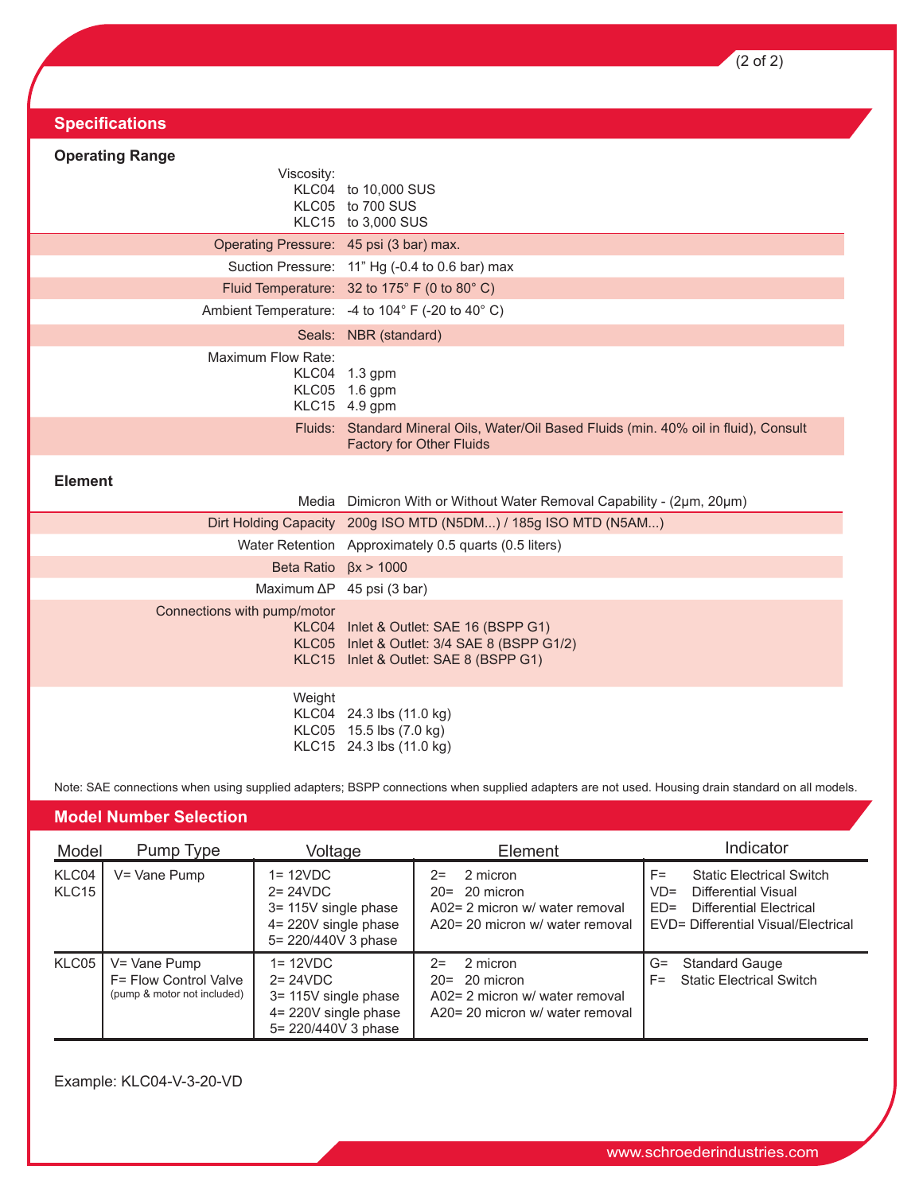## Specifications

### Operating Range

| | |
|---|---|
| Viscosity: | |
| KLC04 | to 10,000 SUS |
| KLC05 | to 700 SUS |
| KLC15 | to 3,000 SUS |
| Operating Pressure: | 45 psi (3 bar) max. |
| Suction Pressure: | 11" Hg (-0.4 to 0.6 bar) max |
| Fluid Temperature: | 32 to 175° F (0 to 80° C) |
| Ambient Temperature: | -4 to 104° F (-20 to 40° C) |
| Seals: | NBR (standard) |
| Maximum Flow Rate: | |
| KLC04 | 1.3 gpm |
| KLC05 | 1.6 gpm |
| KLC15 | 4.9 gpm |
| Fluids: | Standard Mineral Oils, Water/Oil Based Fluids (min. 40% oil in fluid), Consult Factory for Other Fluids |

### Element

| | |
|---|---|
| Media | Dimicron With or Without Water Removal Capability - (2µm, 20µm) |
| Dirt Holding Capacity | 200g ISO MTD (N5DM...) / 185g ISO MTD (N5AM...) |
| Water Retention | Approximately 0.5 quarts (0.5 liters) |
| Beta Ratio | βx > 1000 |
| Maximum ΔP | 45 psi (3 bar) |
| Connections with pump/motor | |
| KLC04 | Inlet & Outlet: SAE 16 (BSPP G1) |
| KLC05 | Inlet & Outlet: 3/4 SAE 8 (BSPP G1/2) |
| KLC15 | Inlet & Outlet: SAE 8 (BSPP G1) |
| Weight | |
| KLC04 | 24.3 lbs (11.0 kg) |
| KLC05 | 15.5 lbs (7.0 kg) |
| KLC15 | 24.3 lbs (11.0 kg) |

Note: SAE connections when using supplied adapters; BSPP connections when supplied adapters are not used. Housing drain standard on all models.

## Model Number Selection

| Model | Pump Type | Voltage | Element | Indicator |
|---|---|---|---|---|
| KLC04<br>KLC15 | V= Vane Pump | 1= 12VDC<br>2= 24VDC<br>3= 115V single phase<br>4= 220V single phase<br>5= 220/440V 3 phase | 2= 2 micron<br>20= 20 micron<br>A02= 2 micron w/ water removal<br>A20= 20 micron w/ water removal | F= Static Electrical Switch<br>VD= Differential Visual<br>ED= Differential Electrical<br>EVD= Differential Visual/Electrical |
| KLC05 | V= Vane Pump<br>F= Flow Control Valve<br>(pump & motor not included) | 1= 12VDC<br>2= 24VDC<br>3= 115V single phase<br>4= 220V single phase<br>5= 220/440V 3 phase | 2= 2 micron<br>20= 20 micron<br>A02= 2 micron w/ water removal<br>A20= 20 micron w/ water removal | G= Standard Gauge<br>F= Static Electrical Switch |

Example: KLC04-V-3-20-VD

www.schroederindustries.com